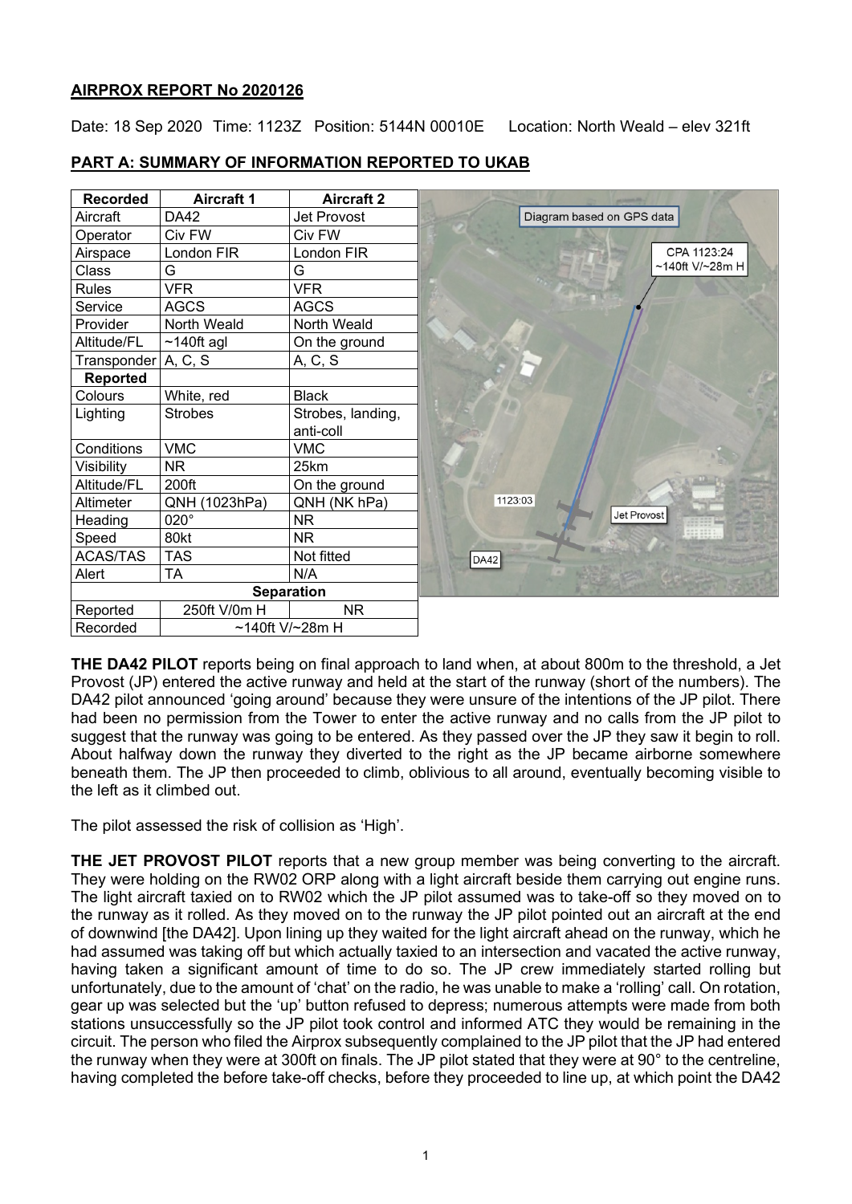**AIRPROX REPORT No 2020126**

Date: 18 Sep 2020 Time: 1123Z Position: 5144N 00010E Location: North Weald – elev 321ft

**PART A: SUMMARY OF INFORMATION REPORTED TO UKAB**

| Recorded | Aircraft 1 | Aircraft 2 |
|---|---|---|
| Aircraft | DA42 | Jet Provost |
| Operator | Civ FW | Civ FW |
| Airspace | London FIR | London FIR |
| Class | G | G |
| Rules | VFR | VFR |
| Service | AGCS | AGCS |
| Provider | North Weald | North Weald |
| Altitude/FL | ~140ft agl | On the ground |
| Transponder | A, C, S | A, C, S |
| **Reported** | | |
| Colours | White, red | Black |
| Lighting | Strobes | Strobes, landing, anti-coll |
| Conditions | VMC | VMC |
| Visibility | NR | 25km |
| Altitude/FL | 200ft | On the ground |
| Altimeter | QNH (1023hPa) | QNH (NK hPa) |
| Heading | 020° | NR |
| Speed | 80kt | NR |
| ACAS/TAS | TAS | Not fitted |
| Alert | TA | N/A |
| **Separation** | | |
| Reported | 250ft V/0m H | NR |
| Recorded | ~140ft V/~28m H | |

Diagram based on GPS data

CPA 1123:24 ~140ft V/~28m H

1123:03

Jet Provost

DA42

**THE DA42 PILOT** reports being on final approach to land when, at about 800m to the threshold, a Jet Provost (JP) entered the active runway and held at the start of the runway (short of the numbers). The DA42 pilot announced 'going around' because they were unsure of the intentions of the JP pilot. There had been no permission from the Tower to enter the active runway and no calls from the JP pilot to suggest that the runway was going to be entered. As they passed over the JP they saw it begin to roll. About halfway down the runway they diverted to the right as the JP became airborne somewhere beneath them. The JP then proceeded to climb, oblivious to all around, eventually becoming visible to the left as it climbed out.

The pilot assessed the risk of collision as 'High'.

**THE JET PROVOST PILOT** reports that a new group member was being converting to the aircraft. They were holding on the RW02 ORP along with a light aircraft beside them carrying out engine runs. The light aircraft taxied on to RW02 which the JP pilot assumed was to take-off so they moved on to the runway as it rolled. As they moved on to the runway the JP pilot pointed out an aircraft at the end of downwind [the DA42]. Upon lining up they waited for the light aircraft ahead on the runway, which he had assumed was taking off but which actually taxied to an intersection and vacated the active runway, having taken a significant amount of time to do so. The JP crew immediately started rolling but unfortunately, due to the amount of 'chat' on the radio, he was unable to make a 'rolling' call. On rotation, gear up was selected but the 'up' button refused to depress; numerous attempts were made from both stations unsuccessfully so the JP pilot took control and informed ATC they would be remaining in the circuit. The person who filed the Airprox subsequently complained to the JP pilot that the JP had entered the runway when they were at 300ft on finals. The JP pilot stated that they were at 90° to the centreline, having completed the before take-off checks, before they proceeded to line up, at which point the DA42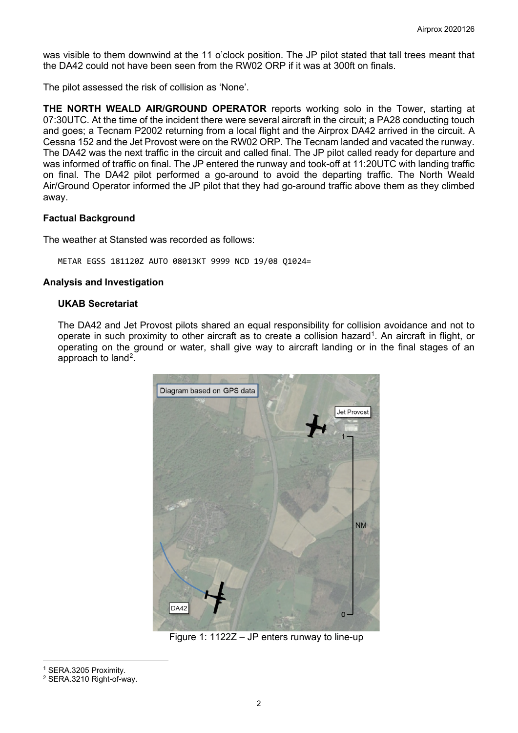was visible to them downwind at the 11 o'clock position. The JP pilot stated that tall trees meant that the DA42 could not have been seen from the RW02 ORP if it was at 300ft on finals.

The pilot assessed the risk of collision as 'None'.

**THE NORTH WEALD AIR/GROUND OPERATOR** reports working solo in the Tower, starting at 07:30UTC. At the time of the incident there were several aircraft in the circuit; a PA28 conducting touch and goes; a Tecnam P2002 returning from a local flight and the Airprox DA42 arrived in the circuit. A Cessna 152 and the Jet Provost were on the RW02 ORP. The Tecnam landed and vacated the runway. The DA42 was the next traffic in the circuit and called final. The JP pilot called ready for departure and was informed of traffic on final. The JP entered the runway and took-off at 11:20UTC with landing traffic on final. The DA42 pilot performed a go-around to avoid the departing traffic. The North Weald Air/Ground Operator informed the JP pilot that they had go-around traffic above them as they climbed away.

### Factual Background

The weather at Stansted was recorded as follows:

```
METAR EGSS 181120Z AUTO 08013KT 9999 NCD 19/08 Q1024=
```

### Analysis and Investigation

#### UKAB Secretariat

The DA42 and Jet Provost pilots shared an equal responsibility for collision avoidance and not to operate in such proximity to other aircraft as to create a collision hazard[1]. An aircraft in flight, or operating on the ground or water, shall give way to aircraft landing or in the final stages of an approach to land[2].

Figure 1: 1122Z – JP enters runway to line-up

[1] SERA.3205 Proximity.

[2] SERA.3210 Right-of-way.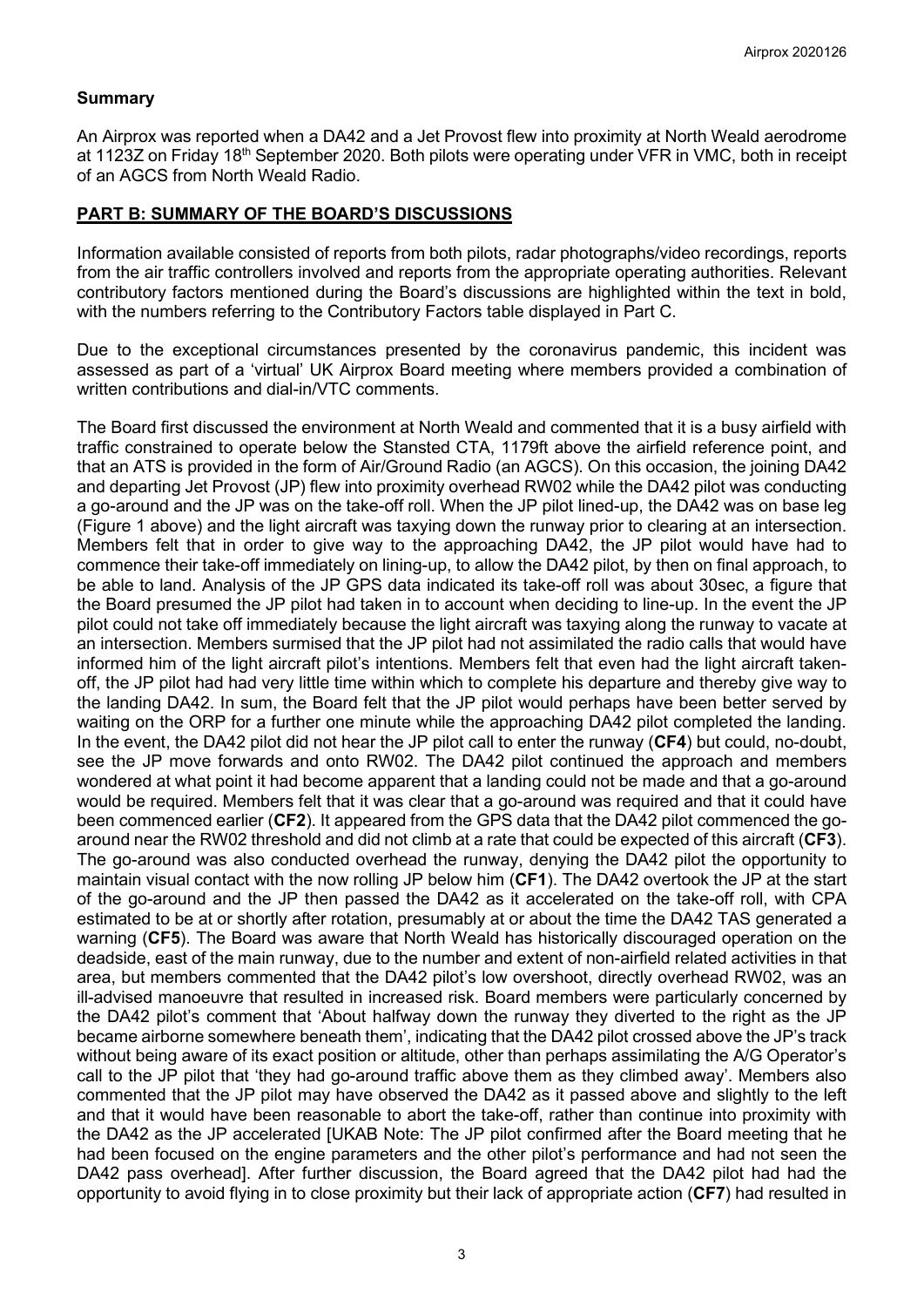## Summary

An Airprox was reported when a DA42 and a Jet Provost flew into proximity at North Weald aerodrome at 1123Z on Friday 18th September 2020. Both pilots were operating under VFR in VMC, both in receipt of an AGCS from North Weald Radio.

## PART B: SUMMARY OF THE BOARD'S DISCUSSIONS

Information available consisted of reports from both pilots, radar photographs/video recordings, reports from the air traffic controllers involved and reports from the appropriate operating authorities. Relevant contributory factors mentioned during the Board's discussions are highlighted within the text in bold, with the numbers referring to the Contributory Factors table displayed in Part C.

Due to the exceptional circumstances presented by the coronavirus pandemic, this incident was assessed as part of a 'virtual' UK Airprox Board meeting where members provided a combination of written contributions and dial-in/VTC comments.

The Board first discussed the environment at North Weald and commented that it is a busy airfield with traffic constrained to operate below the Stansted CTA, 1179ft above the airfield reference point, and that an ATS is provided in the form of Air/Ground Radio (an AGCS). On this occasion, the joining DA42 and departing Jet Provost (JP) flew into proximity overhead RW02 while the DA42 pilot was conducting a go-around and the JP was on the take-off roll. When the JP pilot lined-up, the DA42 was on base leg (Figure 1 above) and the light aircraft was taxying down the runway prior to clearing at an intersection. Members felt that in order to give way to the approaching DA42, the JP pilot would have had to commence their take-off immediately on lining-up, to allow the DA42 pilot, by then on final approach, to be able to land. Analysis of the JP GPS data indicated its take-off roll was about 30sec, a figure that the Board presumed the JP pilot had taken in to account when deciding to line-up. In the event the JP pilot could not take off immediately because the light aircraft was taxying along the runway to vacate at an intersection. Members surmised that the JP pilot had not assimilated the radio calls that would have informed him of the light aircraft pilot's intentions. Members felt that even had the light aircraft taken-off, the JP pilot had had very little time within which to complete his departure and thereby give way to the landing DA42. In sum, the Board felt that the JP pilot would perhaps have been better served by waiting on the ORP for a further one minute while the approaching DA42 pilot completed the landing. In the event, the DA42 pilot did not hear the JP pilot call to enter the runway (**CF4**) but could, no-doubt, see the JP move forwards and onto RW02. The DA42 pilot continued the approach and members wondered at what point it had become apparent that a landing could not be made and that a go-around would be required. Members felt that it was clear that a go-around was required and that it could have been commenced earlier (**CF2**). It appeared from the GPS data that the DA42 pilot commenced the go-around near the RW02 threshold and did not climb at a rate that could be expected of this aircraft (**CF3**). The go-around was also conducted overhead the runway, denying the DA42 pilot the opportunity to maintain visual contact with the now rolling JP below him (**CF1**). The DA42 overtook the JP at the start of the go-around and the JP then passed the DA42 as it accelerated on the take-off roll, with CPA estimated to be at or shortly after rotation, presumably at or about the time the DA42 TAS generated a warning (**CF5**). The Board was aware that North Weald has historically discouraged operation on the deadside, east of the main runway, due to the number and extent of non-airfield related activities in that area, but members commented that the DA42 pilot's low overshoot, directly overhead RW02, was an ill-advised manoeuvre that resulted in increased risk. Board members were particularly concerned by the DA42 pilot's comment that 'About halfway down the runway they diverted to the right as the JP became airborne somewhere beneath them', indicating that the DA42 pilot crossed above the JP's track without being aware of its exact position or altitude, other than perhaps assimilating the A/G Operator's call to the JP pilot that 'they had go-around traffic above them as they climbed away'. Members also commented that the JP pilot may have observed the DA42 as it passed above and slightly to the left and that it would have been reasonable to abort the take-off, rather than continue into proximity with the DA42 as the JP accelerated [UKAB Note: The JP pilot confirmed after the Board meeting that he had been focused on the engine parameters and the other pilot's performance and had not seen the DA42 pass overhead]. After further discussion, the Board agreed that the DA42 pilot had had the opportunity to avoid flying in to close proximity but their lack of appropriate action (**CF7**) had resulted in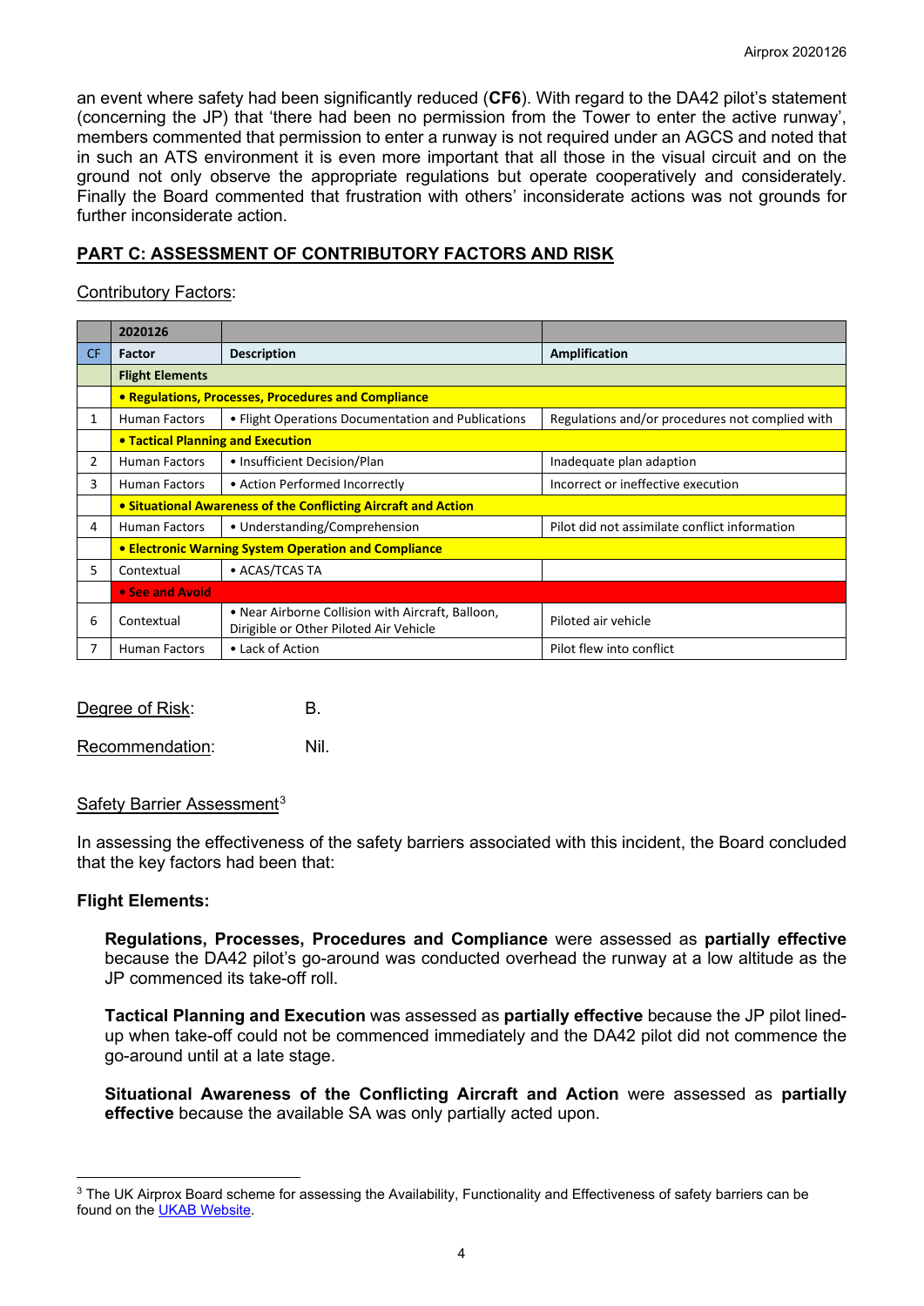an event where safety had been significantly reduced (**CF6**). With regard to the DA42 pilot's statement (concerning the JP) that 'there had been no permission from the Tower to enter the active runway', members commented that permission to enter a runway is not required under an AGCS and noted that in such an ATS environment it is even more important that all those in the visual circuit and on the ground not only observe the appropriate regulations but operate cooperatively and considerately. Finally the Board commented that frustration with others' inconsiderate actions was not grounds for further inconsiderate action.

## PART C: ASSESSMENT OF CONTRIBUTORY FACTORS AND RISK

Contributory Factors:

| | 2020126 | | |
|---|---|---|---|
| CF | Factor | Description | Amplification |
| | **Flight Elements** | | |
| | **• Regulations, Processes, Procedures and Compliance** | | |
| 1 | Human Factors | • Flight Operations Documentation and Publications | Regulations and/or procedures not complied with |
| | **• Tactical Planning and Execution** | | |
| 2 | Human Factors | • Insufficient Decision/Plan | Inadequate plan adaption |
| 3 | Human Factors | • Action Performed Incorrectly | Incorrect or ineffective execution |
| | **• Situational Awareness of the Conflicting Aircraft and Action** | | |
| 4 | Human Factors | • Understanding/Comprehension | Pilot did not assimilate conflict information |
| | **• Electronic Warning System Operation and Compliance** | | |
| 5 | Contextual | • ACAS/TCAS TA | |
| | **• See and Avoid** | | |
| 6 | Contextual | • Near Airborne Collision with Aircraft, Balloon, Dirigible or Other Piloted Air Vehicle | Piloted air vehicle |
| 7 | Human Factors | • Lack of Action | Pilot flew into conflict |

Degree of Risk: B.

Recommendation: Nil.

Safety Barrier Assessment[3]

In assessing the effectiveness of the safety barriers associated with this incident, the Board concluded that the key factors had been that:

**Flight Elements:**

**Regulations, Processes, Procedures and Compliance** were assessed as **partially effective** because the DA42 pilot's go-around was conducted overhead the runway at a low altitude as the JP commenced its take-off roll.

**Tactical Planning and Execution** was assessed as **partially effective** because the JP pilot lined-up when take-off could not be commenced immediately and the DA42 pilot did not commence the go-around until at a late stage.

**Situational Awareness of the Conflicting Aircraft and Action** were assessed as **partially effective** because the available SA was only partially acted upon.

[3] The UK Airprox Board scheme for assessing the Availability, Functionality and Effectiveness of safety barriers can be found on the UKAB Website.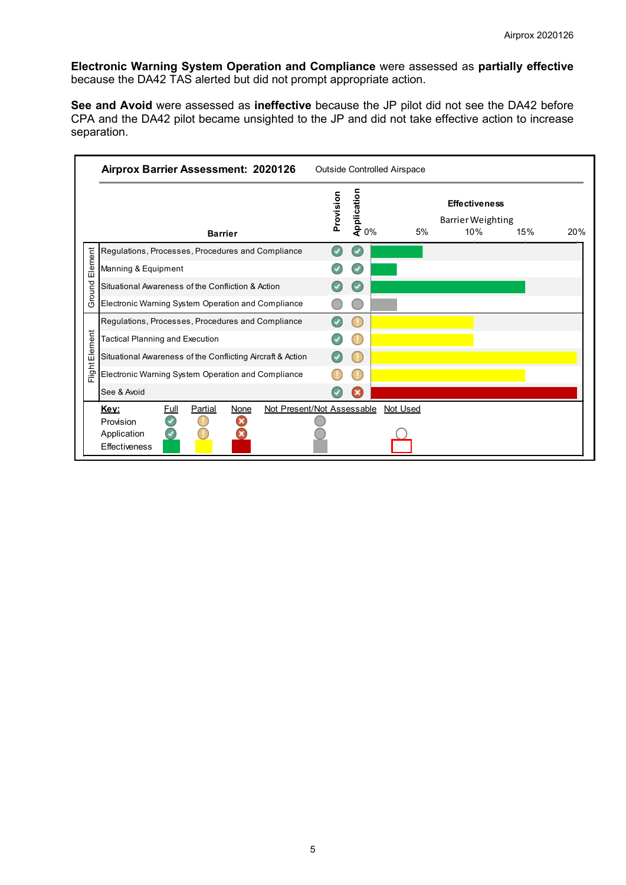**Electronic Warning System Operation and Compliance** were assessed as **partially effective** because the DA42 TAS alerted but did not prompt appropriate action.

**See and Avoid** were assessed as **ineffective** because the JP pilot did not see the DA42 before CPA and the DA42 pilot became unsighted to the JP and did not take effective action to increase separation.

**Airprox Barrier Assessment: 2020126**

Outside Controlled Airspace

| | Barrier | Provision | Application | Effectiveness |
|---|---|---|---|---|
| Ground Element | Regulations, Processes, Procedures and Compliance | Full | Full | Full |
| Ground Element | Manning & Equipment | Full | Full | Full |
| Ground Element | Situational Awareness of the Confliction & Action | Full | Full | Full |
| Ground Element | Electronic Warning System Operation and Compliance | Not Present/Not Assessable | Not Present/Not Assessable | Not Present/Not Assessable |
| Flight Element | Regulations, Processes, Procedures and Compliance | Full | Partial | Partial |
| Flight Element | Tactical Planning and Execution | Full | Partial | Partial |
| Flight Element | Situational Awareness of the Conflicting Aircraft & Action | Full | Partial | Partial |
| Flight Element | Electronic Warning System Operation and Compliance | Partial | Partial | Partial |
| Flight Element | See & Avoid | Full | None | None |

Effectiveness

Barrier Weighting

0% 5% 10% 15% 20%

**Key:** Full, Partial, None, Not Present/Not Assessable, Not Used

Provision

Application

Effectiveness